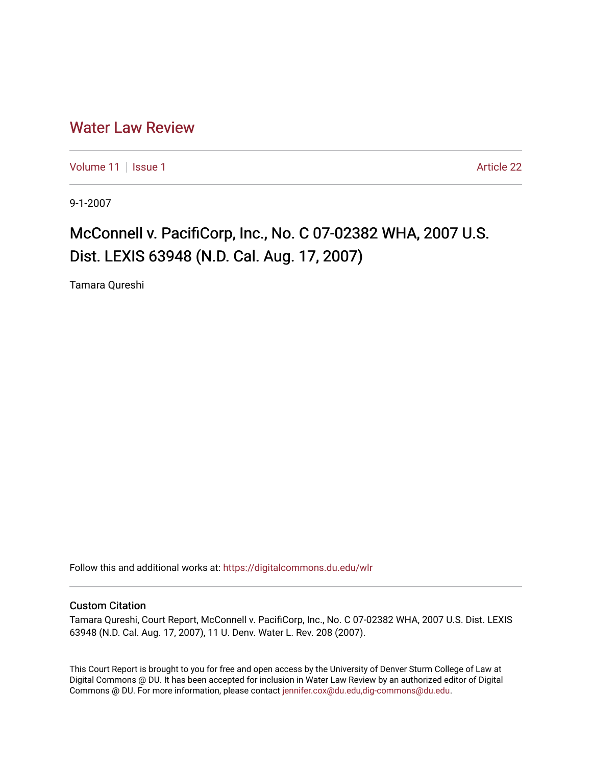# Water Law Review

Volume 11 | Issue 1 Article 22

9-1-2007

## McConnell v. PacifiCorp, Inc., No. C 07-02382 WHA, 2007 U.S. Dist. LEXIS 63948 (N.D. Cal. Aug. 17, 2007)

Tamara Qureshi

Follow this and additional works at: https://digitalcommons.du.edu/wlr

### Custom Citation

Tamara Qureshi, Court Report, McConnell v. PacifiCorp, Inc., No. C 07-02382 WHA, 2007 U.S. Dist. LEXIS 63948 (N.D. Cal. Aug. 17, 2007), 11 U. Denv. Water L. Rev. 208 (2007).

This Court Report is brought to you for free and open access by the University of Denver Sturm College of Law at Digital Commons @ DU. It has been accepted for inclusion in Water Law Review by an authorized editor of Digital Commons @ DU. For more information, please contact jennifer.cox@du.edu,dig-commons@du.edu.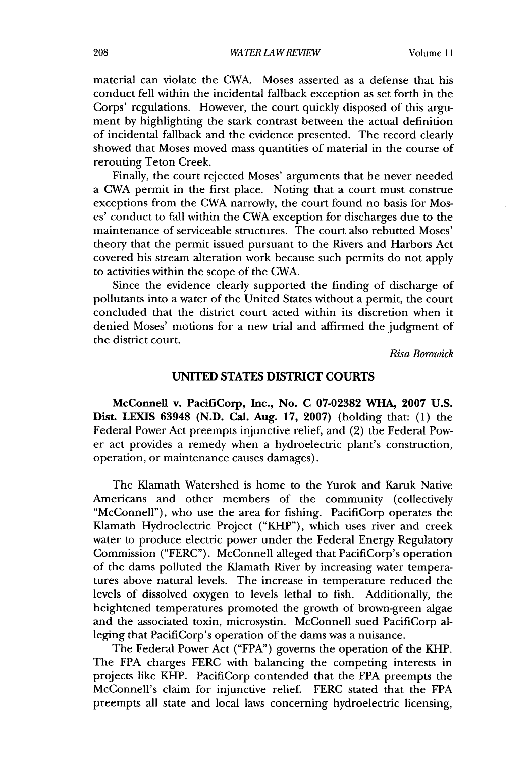material can violate the CWA. Moses asserted as a defense that his conduct fell within the incidental fallback exception as set forth in the Corps' regulations. However, the court quickly disposed of this argument by highlighting the stark contrast between the actual definition of incidental fallback and the evidence presented. The record clearly showed that Moses moved mass quantities of material in the course of rerouting Teton Creek.

Finally, the court rejected Moses' arguments that he never needed a CWA permit in the first place. Noting that a court must construe exceptions from the CWA narrowly, the court found no basis for Moses' conduct to fall within the CWA exception for discharges due to the maintenance of serviceable structures. The court also rebutted Moses' theory that the permit issued pursuant to the Rivers and Harbors Act covered his stream alteration work because such permits do not apply to activities within the scope of the CWA.

Since the evidence clearly supported the finding of discharge of pollutants into a water of the United States without a permit, the court concluded that the district court acted within its discretion when it denied Moses' motions for a new trial and affirmed the judgment of the district court.

*Risa Borowick*

## UNITED STATES DISTRICT COURTS

**McConnell v. PacifiCorp, Inc., No. C 07-02382 WHA, 2007 U.S. Dist. LEXIS 63948 (N.D. Cal. Aug. 17, 2007)** (holding that: (1) the Federal Power Act preempts injunctive relief, and (2) the Federal Power act provides a remedy when a hydroelectric plant's construction, operation, or maintenance causes damages).

The Klamath Watershed is home to the Yurok and Karuk Native Americans and other members of the community (collectively "McConnell"), who use the area for fishing. PacifiCorp operates the Klamath Hydroelectric Project ("KHP"), which uses river and creek water to produce electric power under the Federal Energy Regulatory Commission ("FERC"). McConnell alleged that PacifiCorp's operation of the dams polluted the Klamath River by increasing water temperatures above natural levels. The increase in temperature reduced the levels of dissolved oxygen to levels lethal to fish. Additionally, the heightened temperatures promoted the growth of brown-green algae and the associated toxin, microsystin. McConnell sued PacifiCorp alleging that PacifiCorp's operation of the dams was a nuisance.

The Federal Power Act ("FPA") governs the operation of the KHP. The FPA charges FERC with balancing the competing interests in projects like KHP. PacifiCorp contended that the FPA preempts the McConnell's claim for injunctive relief. FERC stated that the FPA preempts all state and local laws concerning hydroelectric licensing,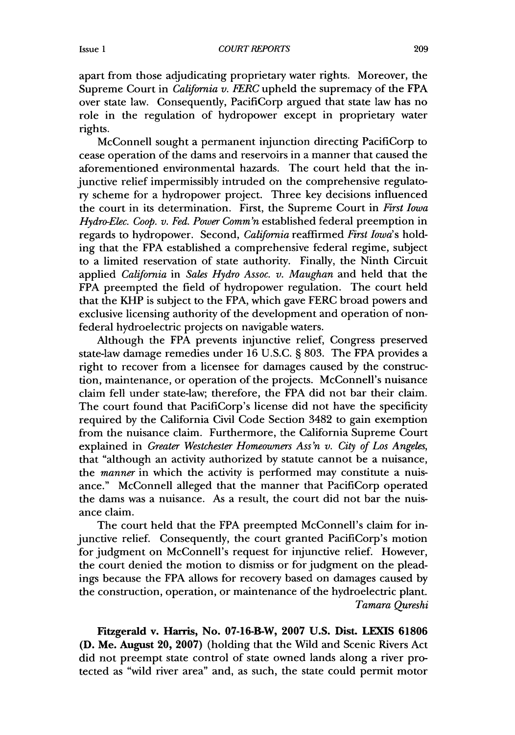apart from those adjudicating proprietary water rights. Moreover, the Supreme Court in *California v. FERC* upheld the supremacy of the FPA over state law. Consequently, PacifiCorp argued that state law has no role in the regulation of hydropower except in proprietary water rights.

McConnell sought a permanent injunction directing PacifiCorp to cease operation of the dams and reservoirs in a manner that caused the aforementioned environmental hazards. The court held that the injunctive relief impermissibly intruded on the comprehensive regulatory scheme for a hydropower project. Three key decisions influenced the court in its determination. First, the Supreme Court in *First Iowa Hydro-Elec. Coop. v. Fed. Power Comm'n* established federal preemption in regards to hydropower. Second, *California* reaffirmed *First Iowa*'s holding that the FPA established a comprehensive federal regime, subject to a limited reservation of state authority. Finally, the Ninth Circuit applied *California* in *Sales Hydro Assoc. v. Maughan* and held that the FPA preempted the field of hydropower regulation. The court held that the KHP is subject to the FPA, which gave FERC broad powers and exclusive licensing authority of the development and operation of non-federal hydroelectric projects on navigable waters.

Although the FPA prevents injunctive relief, Congress preserved state-law damage remedies under 16 U.S.C. § 803. The FPA provides a right to recover from a licensee for damages caused by the construction, maintenance, or operation of the projects. McConnell's nuisance claim fell under state-law; therefore, the FPA did not bar their claim. The court found that PacifiCorp's license did not have the specificity required by the California Civil Code Section 3482 to gain exemption from the nuisance claim. Furthermore, the California Supreme Court explained in *Greater Westchester Homeowners Ass'n v. City of Los Angeles*, that "although an activity authorized by statute cannot be a nuisance, the *manner* in which the activity is performed may constitute a nuisance." McConnell alleged that the manner that PacifiCorp operated the dams was a nuisance. As a result, the court did not bar the nuisance claim.

The court held that the FPA preempted McConnell's claim for injunctive relief. Consequently, the court granted PacifiCorp's motion for judgment on McConnell's request for injunctive relief. However, the court denied the motion to dismiss or for judgment on the pleadings because the FPA allows for recovery based on damages caused by the construction, operation, or maintenance of the hydroelectric plant.

*Tamara Qureshi*

**Fitzgerald v. Harris, No. 07-16-B-W, 2007 U.S. Dist. LEXIS 61806 (D. Me. August 20, 2007)** (holding that the Wild and Scenic Rivers Act did not preempt state control of state owned lands along a river protected as "wild river area" and, as such, the state could permit motor